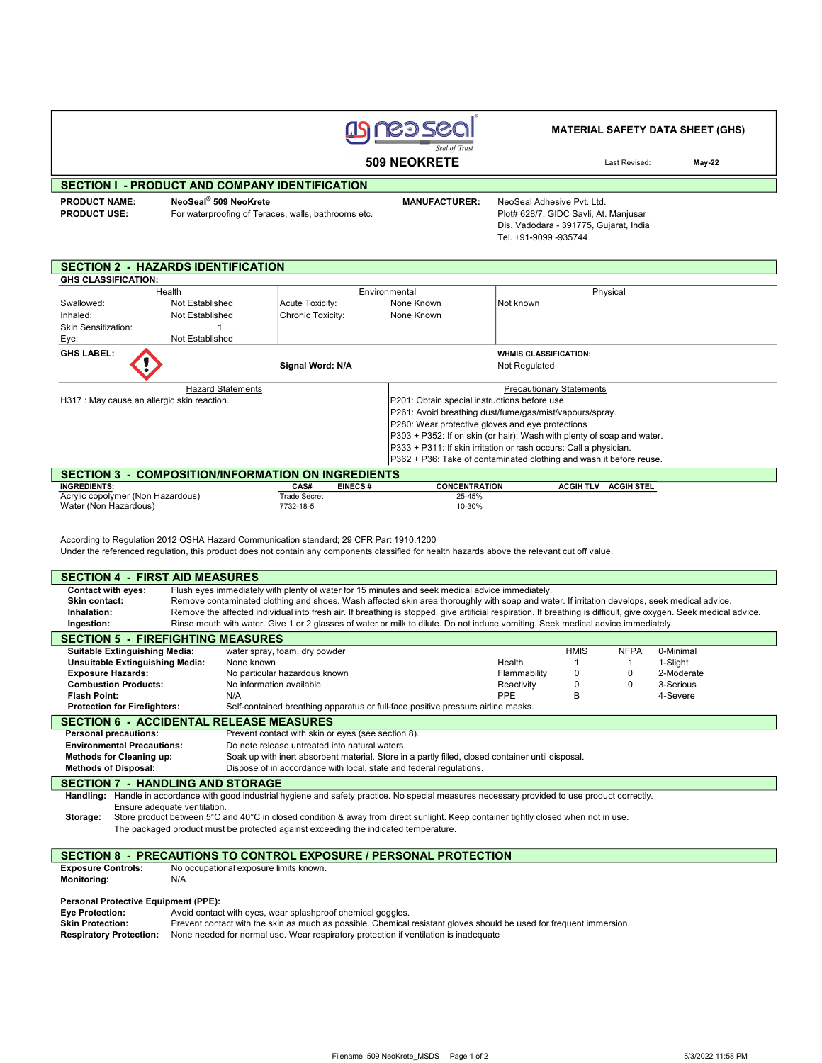**MATERIAL SAFETY DATA SHEET (GHS)**

# 509 NEOKRETE

Last Revised: **May-22**

## SECTION I - PRODUCT AND COMPANY IDENTIFICATION

**PRODUCT NAME:** NeoSeal® 509 NeoKrete

**PRODUCT USE:** For waterproofing of Teraces, walls, bathrooms etc.

**MANUFACTURER:** NeoSeal Adhesive Pvt. Ltd.
Plot# 628/7, GIDC Savli, At. Manjusar
Dis. Vadodara - 391775, Gujarat, India
Tel. +91-9099 -935744

## SECTION 2 - HAZARDS IDENTIFICATION

**GHS CLASSIFICATION:**

| Health | | Environmental | | Physical |
|---|---|---|---|---|
| Swallowed: | Not Established | Acute Toxicity: | None Known | Not known |
| Inhaled: | Not Established | Chronic Toxicity: | None Known | |
| Skin Sensitization: | 1 | | | |
| Eye: | Not Established | | | |

**GHS LABEL:**

**Signal Word: N/A**

**WHMIS CLASSIFICATION:** Not Regulated

| Hazard Statements | Precautionary Statements |
|---|---|
| H317 : May cause an allergic skin reaction. | P201: Obtain special instructions before use. |
| | P261: Avoid breathing dust/fume/gas/mist/vapours/spray. |
| | P280: Wear protective gloves and eye protections |
| | P303 + P352: If on skin (or hair): Wash with plenty of soap and water. |
| | P333 + P311: If skin irritation or rash occurs: Call a physician. |
| | P362 + P36: Take of contaminated clothing and wash it before reuse. |

## SECTION 3 - COMPOSITION/INFORMATION ON INGREDIENTS

| INGREDIENTS: | CAS# | EINECS # | CONCENTRATION | ACGIH TLV | ACGIH STEL |
|---|---|---|---|---|---|
| Acrylic copolymer (Non Hazardous) | Trade Secret | | 25-45% | | |
| Water (Non Hazardous) | 7732-18-5 | | 10-30% | | |

According to Regulation 2012 OSHA Hazard Communication standard; 29 CFR Part 1910.1200
Under the referenced regulation, this product does not contain any components classified for health hazards above the relevant cut off value.

## SECTION 4 - FIRST AID MEASURES

**Contact with eyes:** Flush eyes immediately with plenty of water for 15 minutes and seek medical advice immediately.

**Skin contact:** Remove contaminated clothing and shoes. Wash affected skin area thoroughly with soap and water. If irritation develops, seek medical advice.

**Inhalation:** Remove the affected individual into fresh air. If breathing is stopped, give artificial respiration. If breathing is difficult, give oxygen. Seek medical advice.

**Ingestion:** Rinse mouth with water. Give 1 or 2 glasses of water or milk to dilute. Do not induce vomiting. Seek medical advice immediately.

## SECTION 5 - FIREFIGHTING MEASURES

**Suitable Extinguishing Media:** water spray, foam, dry powder

**Unsuitable Extinguishing Media:** None known

**Exposure Hazards:** No particular hazardous known

**Combustion Products:** No information available

**Flash Point:** N/A

**Protection for Firefighters:** Self-contained breathing apparatus or full-face positive pressure airline masks.

| | HMIS | NFPA | |
|---|---|---|---|
| | | | 0-Minimal |
| Health | 1 | 1 | 1-Slight |
| Flammability | 0 | 0 | 2-Moderate |
| Reactivity | 0 | 0 | 3-Serious |
| PPE | B | | 4-Severe |

## SECTION 6 - ACCIDENTAL RELEASE MEASURES

**Personal precautions:** Prevent contact with skin or eyes (see section 8).

**Environmental Precautions:** Do note release untreated into natural waters.

**Methods for Cleaning up:** Soak up with inert absorbent material. Store in a partly filled, closed container until disposal.

**Methods of Disposal:** Dispose of in accordance with local, state and federal regulations.

## SECTION 7 - HANDLING AND STORAGE

**Handling:** Handle in accordance with good industrial hygiene and safety practice. No special measures necessary provided to use product correctly. Ensure adequate ventilation.

**Storage:** Store product between 5°C and 40°C in closed condition & away from direct sunlight. Keep container tightly closed when not in use. The packaged product must be protected against exceeding the indicated temperature.

## SECTION 8 - PRECAUTIONS TO CONTROL EXPOSURE / PERSONAL PROTECTION

**Exposure Controls:** No occupational exposure limits known.

**Monitoring:** N/A

**Personal Protective Equipment (PPE):**

**Eye Protection:** Avoid contact with eyes, wear splashproof chemical goggles.

**Skin Protection:** Prevent contact with the skin as much as possible. Chemical resistant gloves should be used for frequent immersion.

**Respiratory Protection:** None needed for normal use. Wear respiratory protection if ventilation is inadequate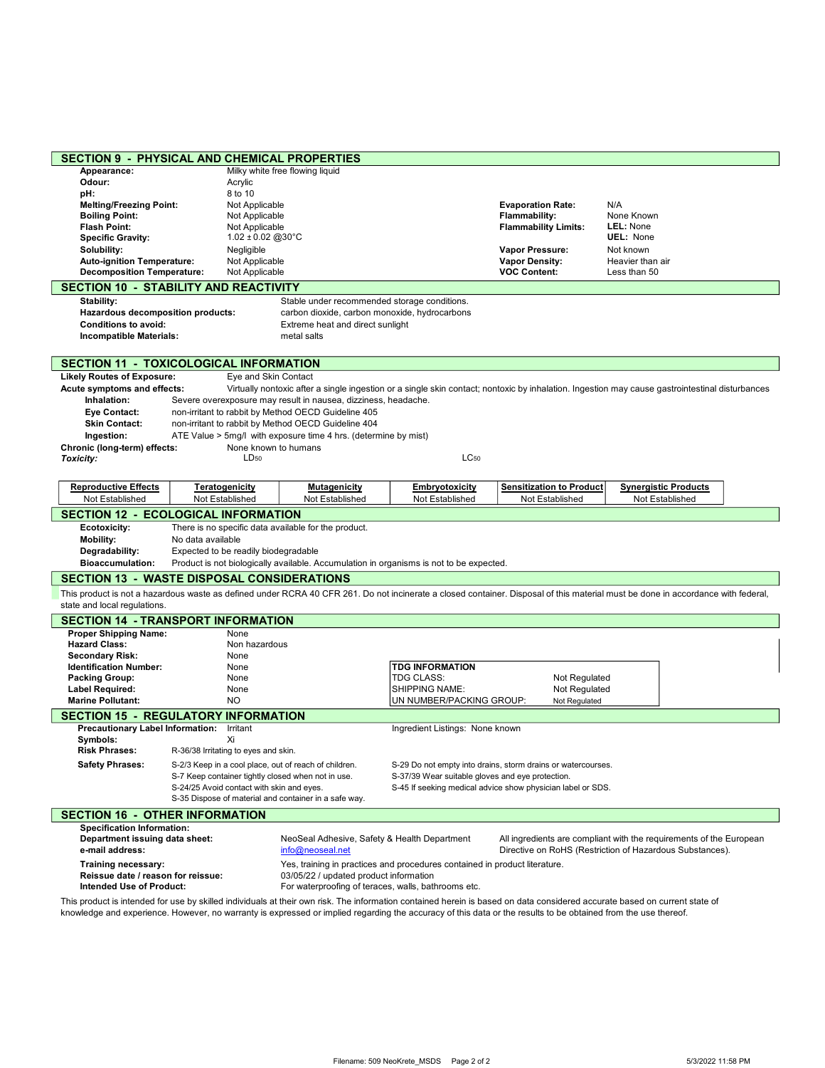## SECTION 9 - PHYSICAL AND CHEMICAL PROPERTIES

| | | | |
|---|---|---|---|
| **Appearance:** | Milky white free flowing liquid | | |
| **Odour:** | Acrylic | | |
| **pH:** | 8 to 10 | | |
| **Melting/Freezing Point:** | Not Applicable | **Evaporation Rate:** | N/A |
| **Boiling Point:** | Not Applicable | **Flammability:** | None Known |
| **Flash Point:** | Not Applicable | **Flammability Limits:** | **LEL:** None |
| **Specific Gravity:** | 1.02 ± 0.02 @30°C | | **UEL:** None |
| **Solubility:** | Negligible | **Vapor Pressure:** | Not known |
| **Auto-ignition Temperature:** | Not Applicable | **Vapor Density:** | Heavier than air |
| **Decomposition Temperature:** | Not Applicable | **VOC Content:** | Less than 50 |

## SECTION 10 - STABILITY AND REACTIVITY

**Stability:** Stable under recommended storage conditions.
**Hazardous decomposition products:** carbon dioxide, carbon monoxide, hydrocarbons
**Conditions to avoid:** Extreme heat and direct sunlight
**Incompatible Materials:** metal salts

## SECTION 11 - TOXICOLOGICAL INFORMATION

**Likely Routes of Exposure:** Eye and Skin Contact
**Acute symptoms and effects:** Virtually nontoxic after a single ingestion or a single skin contact; nontoxic by inhalation. Ingestion may cause gastrointestinal disturbances
**Inhalation:** Severe overexposure may result in nausea, dizziness, headache.
**Eye Contact:** non-irritant to rabbit by Method OECD Guideline 405
**Skin Contact:** non-irritant to rabbit by Method OECD Guideline 404
**Ingestion:** ATE Value > 5mg/l with exposure time 4 hrs. (determine by mist)
**Chronic (long-term) effects:** None known to humans
***Toxicity:*** $LD_{50}$ $LC_{50}$

| Reproductive Effects | Teratogenicity | Mutagenicity | Embryotoxicity | Sensitization to Product | Synergistic Products |
|---|---|---|---|---|---|
| Not Established | Not Established | Not Established | Not Established | Not Established | Not Established |

## SECTION 12 - ECOLOGICAL INFORMATION

**Ecotoxicity:** There is no specific data available for the product.
**Mobility:** No data available
**Degradability:** Expected to be readily biodegradable
**Bioaccumulation:** Product is not biologically available. Accumulation in organisms is not to be expected.

## SECTION 13 - WASTE DISPOSAL CONSIDERATIONS

This product is not a hazardous waste as defined under RCRA 40 CFR 261. Do not incinerate a closed container. Disposal of this material must be done in accordance with federal, state and local regulations.

## SECTION 14 - TRANSPORT INFORMATION

| | | | |
|---|---|---|---|
| **Proper Shipping Name:** | None | | |
| **Hazard Class:** | Non hazardous | | |
| **Secondary Risk:** | None | | |
| **Identification Number:** | None | **TDG INFORMATION** | |
| **Packing Group:** | None | TDG CLASS: | Not Regulated |
| **Label Required:** | None | SHIPPING NAME: | Not Regulated |
| **Marine Pollutant:** | NO | UN NUMBER/PACKING GROUP: | Not Regulated |

## SECTION 15 - REGULATORY INFORMATION

**Precautionary Label Information:** Irritant
**Ingredient Listings:** None known
**Symbols:** Xi
**Risk Phrases:** R-36/38 Irritating to eyes and skin.
**Safety Phrases:**
S-2/3 Keep in a cool place, out of reach of children.
S-7 Keep container tightly closed when not in use.
S-24/25 Avoid contact with skin and eyes.
S-35 Dispose of material and container in a safe way.
S-29 Do not empty into drains, storm drains or watercourses.
S-37/39 Wear suitable gloves and eye protection.
S-45 If seeking medical advice show physician label or SDS.

## SECTION 16 - OTHER INFORMATION

**Specification Information:**
**Department issuing data sheet:** NeoSeal Adhesive, Safety & Health Department
**e-mail address:** info@neoseal.net

All ingredients are compliant with the requirements of the European Directive on RoHS (Restriction of Hazardous Substances).

**Training necessary:** Yes, training in practices and procedures contained in product literature.
**Reissue date / reason for reissue:** 03/05/22 / updated product information
**Intended Use of Product:** For waterproofing of teraces, walls, bathrooms etc.

This product is intended for use by skilled individuals at their own risk. The information contained herein is based on data considered accurate based on current state of knowledge and experience. However, no warranty is expressed or implied regarding the accuracy of this data or the results to be obtained from the use thereof.